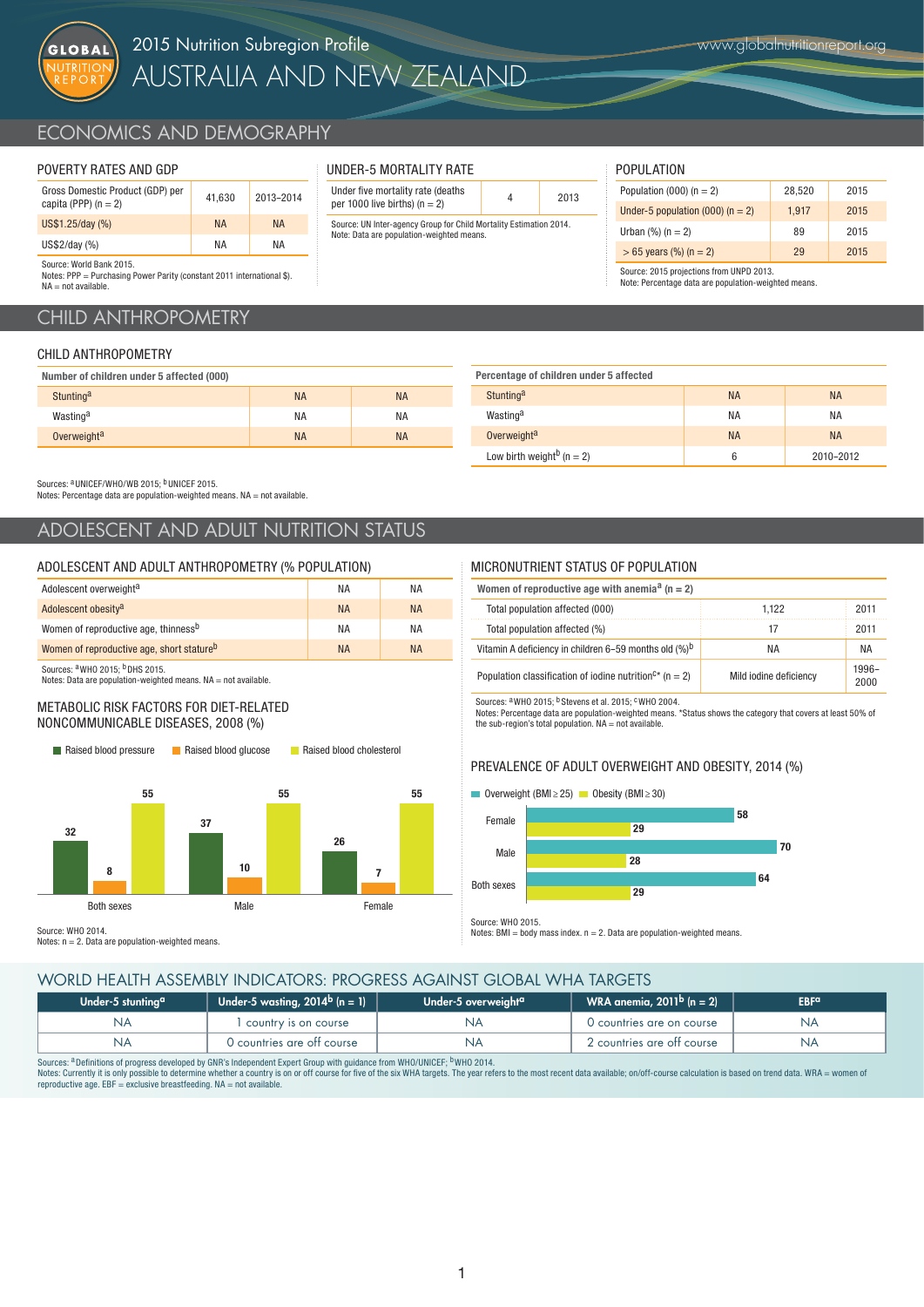# 2015 Nutrition Subregion Profile

# AUSTRALIA AND NEW ZEALAND

www.globalnutritionreport.org

## ECONOMICS AND DEMOGRAPHY

### POVERTY RATES AND GDP

| | | |
|---|---|---|
| Gross Domestic Product (GDP) per capita (PPP) (n = 2) | 41,630 | 2013–2014 |
| US$1.25/day (%) | NA | NA |
| US$2/day (%) | NA | NA |

Source: World Bank 2015.
Notes: PPP = Purchasing Power Parity (constant 2011 international $). NA = not available.

### UNDER-5 MORTALITY RATE

| | | |
|---|---|---|
| Under five mortality rate (deaths per 1000 live births) (n = 2) | 4 | 2013 |

Source: UN Inter-agency Group for Child Mortality Estimation 2014.
Note: Data are population-weighted means.

### POPULATION

| | | |
|---|---|---|
| Population (000) (n = 2) | 28,520 | 2015 |
| Under-5 population (000) (n = 2) | 1,917 | 2015 |
| Urban (%) (n = 2) | 89 | 2015 |
| > 65 years (%) (n = 2) | 29 | 2015 |

Source: 2015 projections from UNPD 2013.
Note: Percentage data are population-weighted means.

## CHILD ANTHROPOMETRY

### CHILD ANTHROPOMETRY

| Number of children under 5 affected (000) | | |
|---|---|---|
| Stunting[a] | NA | NA |
| Wasting[a] | NA | NA |
| Overweight[a] | NA | NA |

| Percentage of children under 5 affected | | |
|---|---|---|
| Stunting[a] | NA | NA |
| Wasting[a] | NA | NA |
| Overweight[a] | NA | NA |
| Low birth weight[b] (n = 2) | 6 | 2010–2012 |

Sources: [a] UNICEF/WHO/WB 2015; [b] UNICEF 2015.
Notes: Percentage data are population-weighted means. NA = not available.

## ADOLESCENT AND ADULT NUTRITION STATUS

### ADOLESCENT AND ADULT ANTHROPOMETRY (% POPULATION)

| | | |
|---|---|---|
| Adolescent overweight[a] | NA | NA |
| Adolescent obesity[a] | NA | NA |
| Women of reproductive age, thinness[b] | NA | NA |
| Women of reproductive age, short stature[b] | NA | NA |

Sources: [a] WHO 2015; [b] DHS 2015.
Notes: Data are population-weighted means. NA = not available.

### METABOLIC RISK FACTORS FOR DIET-RELATED NONCOMMUNICABLE DISEASES, 2008 (%)

| | Raised blood pressure | Raised blood glucose | Raised blood cholesterol |
|---|---|---|---|
| Both sexes | 32 | 8 | 55 |
| Male | 37 | 10 | 55 |
| Female | 26 | 7 | 55 |

Source: WHO 2014.
Notes: n = 2. Data are population-weighted means.

### MICRONUTRIENT STATUS OF POPULATION

| Women of reproductive age with anemia[a] (n = 2) | | |
|---|---|---|
| Total population affected (000) | 1,122 | 2011 |
| Total population affected (%) | 17 | 2011 |
| Vitamin A deficiency in children 6–59 months old (%)[b] | NA | NA |
| Population classification of iodine nutrition[c]* (n = 2) | Mild iodine deficiency | 1996–2000 |

Sources: [a] WHO 2015; [b] Stevens et al. 2015; [c] WHO 2004.
Notes: Percentage data are population-weighted means. *Status shows the category that covers at least 50% of the sub-region's total population. NA = not available.

### PREVALENCE OF ADULT OVERWEIGHT AND OBESITY, 2014 (%)

| | Overweight (BMI ≥ 25) | Obesity (BMI ≥ 30) |
|---|---|---|
| Female | 58 | 29 |
| Male | 70 | 28 |
| Both sexes | 64 | 29 |

Source: WHO 2015.
Notes: BMI = body mass index. n = 2. Data are population-weighted means.

## WORLD HEALTH ASSEMBLY INDICATORS: PROGRESS AGAINST GLOBAL WHA TARGETS

| Under-5 stunting[a] | Under-5 wasting, 2014[b] (n = 1) | Under-5 overweight[a] | WRA anemia, 2011[b] (n = 2) | EBF[a] |
|---|---|---|---|---|
| NA | 1 country is on course | NA | 0 countries are on course | NA |
| NA | 0 countries are off course | NA | 2 countries are off course | NA |

Sources: [a] Definitions of progress developed by GNR's Independent Expert Group with guidance from WHO/UNICEF; [b] WHO 2014.
Notes: Currently it is only possible to determine whether a country is on or off course for five of the six WHA targets. The year refers to the most recent data available; on/off-course calculation is based on trend data. WRA = women of reproductive age. EBF = exclusive breastfeeding. NA = not available.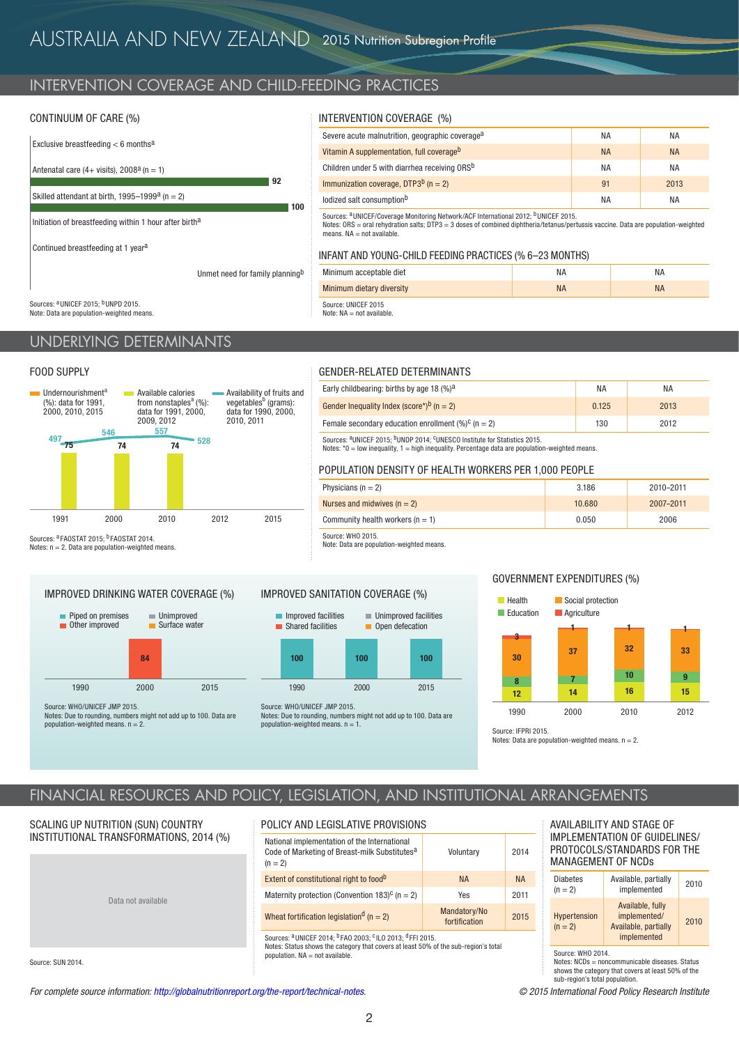# AUSTRALIA AND NEW ZEALAND 2015 Nutrition Subregion Profile

## INTERVENTION COVERAGE AND CHILD-FEEDING PRACTICES

### CONTINUUM OF CARE (%)

Exclusive breastfeeding < 6 months[a]

Antenatal care (4+ visits), 2008[a] (n = 1)

92

Skilled attendant at birth, 1995–1999[a] (n = 2)

100

Initiation of breastfeeding within 1 hour after birth[a]

Continued breastfeeding at 1 year[a]

Unmet need for family planning[b]

Sources: [a]UNICEF 2015; [b]UNPD 2015.
Note: Data are population-weighted means.

### INTERVENTION COVERAGE (%)

| | | |
|---|---|---|
| Severe acute malnutrition, geographic coverage[a] | NA | NA |
| Vitamin A supplementation, full coverage[b] | NA | NA |
| Children under 5 with diarrhea receiving ORS[b] | NA | NA |
| Immunization coverage, DTP3[b] (n = 2) | 91 | 2013 |
| Iodized salt consumption[b] | NA | NA |

Sources: [a]UNICEF/Coverage Monitoring Network/ACF International 2012; [b]UNICEF 2015.
Notes: ORS = oral rehydration salts; DTP3 = 3 doses of combined diphtheria/tetanus/pertussis vaccine. Data are population-weighted means. NA = not available.

### INFANT AND YOUNG-CHILD FEEDING PRACTICES (% 6–23 MONTHS)

| | | |
|---|---|---|
| Minimum acceptable diet | NA | NA |
| Minimum dietary diversity | NA | NA |

Source: UNICEF 2015
Note: NA = not available.

## UNDERLYING DETERMINANTS

### FOOD SUPPLY

Undernourishment[a] (%): data for 1991, 2000, 2010, 2015

Available calories from nonstaples[a] (%): data for 1991, 2000, 2009, 2012

Availability of fruits and vegetables[b] (grams): data for 1990, 2000, 2010, 2011

497 546 557 528

75 74 74

1991 2000 2010 2012 2015

Sources: [a]FAOSTAT 2015; [b]FAOSTAT 2014.
Notes: n = 2. Data are population-weighted means.

### GENDER-RELATED DETERMINANTS

| | | |
|---|---|---|
| Early childbearing: births by age 18 (%)[a] | NA | NA |
| Gender Inequality Index (score*)[b] (n = 2) | 0.125 | 2013 |
| Female secondary education enrollment (%)[c] (n = 2) | 130 | 2012 |

Sources: [a]UNICEF 2015; [b]UNDP 2014; [c]UNESCO Institute for Statistics 2015.
Notes: *0 = low inequality, 1 = high inequality. Percentage data are population-weighted means.

### POPULATION DENSITY OF HEALTH WORKERS PER 1,000 PEOPLE

| | | |
|---|---|---|
| Physicians (n = 2) | 3.186 | 2010–2011 |
| Nurses and midwives (n = 2) | 10.680 | 2007–2011 |
| Community health workers (n = 1) | 0.050 | 2006 |

Source: WHO 2015.
Note: Data are population-weighted means.

### IMPROVED DRINKING WATER COVERAGE (%)

Piped on premises · Unimproved · Other improved · Surface water

84

1990 2000 2015

Source: WHO/UNICEF JMP 2015.
Notes: Due to rounding, numbers might not add up to 100. Data are population-weighted means. n = 2.

### IMPROVED SANITATION COVERAGE (%)

Improved facilities · Unimproved facilities · Shared facilities · Open defecation

100 100 100

1990 2000 2015

Source: WHO/UNICEF JMP 2015.
Notes: Due to rounding, numbers might not add up to 100. Data are population-weighted means. n = 1.

### GOVERNMENT EXPENDITURES (%)

Health · Social protection · Education · Agriculture

1990: 3, 30, 8, 12

2000: 1, 37, 7, 14

2010: 1, 32, 10, 16

2012: 1, 33, 9, 15

Source: IFPRI 2015.
Notes: Data are population-weighted means. n = 2.

## FINANCIAL RESOURCES AND POLICY, LEGISLATION, AND INSTITUTIONAL ARRANGEMENTS

### SCALING UP NUTRITION (SUN) COUNTRY INSTITUTIONAL TRANSFORMATIONS, 2014 (%)

Data not available

Source: SUN 2014.

### POLICY AND LEGISLATIVE PROVISIONS

| | | |
|---|---|---|
| National implementation of the International Code of Marketing of Breast-milk Substitutes[a] (n = 2) | Voluntary | 2014 |
| Extent of constitutional right to food[b] | NA | NA |
| Maternity protection (Convention 183)[c] (n = 2) | Yes | 2011 |
| Wheat fortification legislation[d] (n = 2) | Mandatory/No fortification | 2015 |

Sources: [a]UNICEF 2014; [b]FAO 2003; [c]ILO 2013; [d]FFI 2015.
Notes: Status shows the category that covers at least 50% of the sub-region's total population. NA = not available.

### AVAILABILITY AND STAGE OF IMPLEMENTATION OF GUIDELINES/PROTOCOLS/STANDARDS FOR THE MANAGEMENT OF NCDs

| | | |
|---|---|---|
| Diabetes (n = 2) | Available, partially implemented | 2010 |
| Hypertension (n = 2) | Available, fully implemented/ Available, partially implemented | 2010 |

Source: WHO 2014.
Notes: NCDs = noncommunicable diseases. Status shows the category that covers at least 50% of the sub-region's total population.

*For complete source information: http://globalnutritionreport.org/the-report/technical-notes.*

*© 2015 International Food Policy Research Institute*